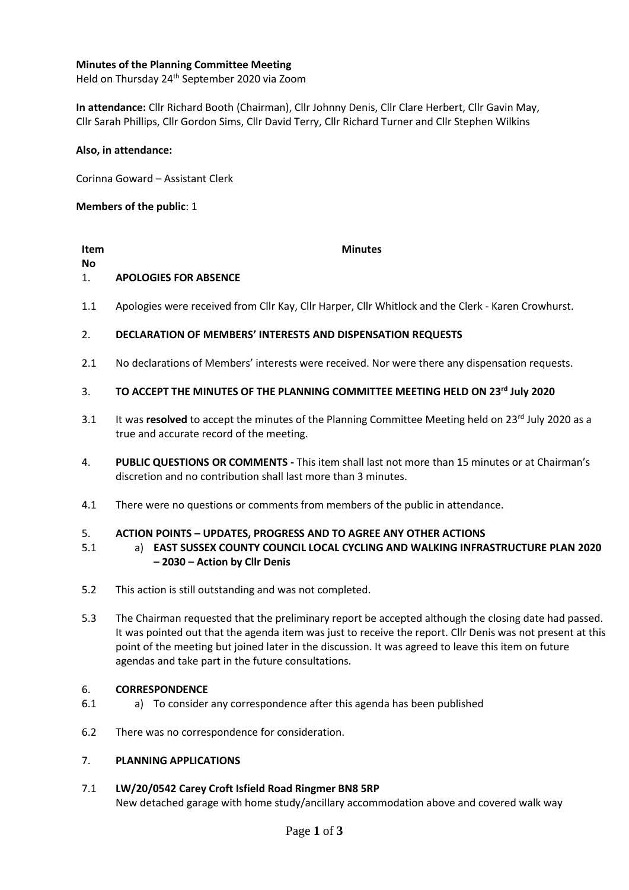**Minutes of the Planning Committee Meeting**
Held on Thursday 24th September 2020 via Zoom

**In attendance:** Cllr Richard Booth (Chairman), Cllr Johnny Denis, Cllr Clare Herbert, Cllr Gavin May, Cllr Sarah Phillips, Cllr Gordon Sims, Cllr David Terry, Cllr Richard Turner and Cllr Stephen Wilkins

**Also, in attendance:**

Corinna Goward – Assistant Clerk

**Members of the public**: 1

| **Item No** | **Minutes** |
|---|---|
| 1. | **APOLOGIES FOR ABSENCE** |
| 1.1 | Apologies were received from Cllr Kay, Cllr Harper, Cllr Whitlock and the Clerk - Karen Crowhurst. |
| 2. | **DECLARATION OF MEMBERS' INTERESTS AND DISPENSATION REQUESTS** |
| 2.1 | No declarations of Members' interests were received. Nor were there any dispensation requests. |
| 3. | **TO ACCEPT THE MINUTES OF THE PLANNING COMMITTEE MEETING HELD ON 23rd July 2020** |
| 3.1 | It was **resolved** to accept the minutes of the Planning Committee Meeting held on 23rd July 2020 as a true and accurate record of the meeting. |
| 4. | **PUBLIC QUESTIONS OR COMMENTS -** This item shall last not more than 15 minutes or at Chairman's discretion and no contribution shall last more than 3 minutes. |
| 4.1 | There were no questions or comments from members of the public in attendance. |
| 5. | **ACTION POINTS – UPDATES, PROGRESS AND TO AGREE ANY OTHER ACTIONS** |
| 5.1 | a) **EAST SUSSEX COUNTY COUNCIL LOCAL CYCLING AND WALKING INFRASTRUCTURE PLAN 2020 – 2030 – Action by Cllr Denis** |
| 5.2 | This action is still outstanding and was not completed. |
| 5.3 | The Chairman requested that the preliminary report be accepted although the closing date had passed. It was pointed out that the agenda item was just to receive the report. Cllr Denis was not present at this point of the meeting but joined later in the discussion. It was agreed to leave this item on future agendas and take part in the future consultations. |
| 6. | **CORRESPONDENCE** |
| 6.1 | a) To consider any correspondence after this agenda has been published |
| 6.2 | There was no correspondence for consideration. |
| 7. | **PLANNING APPLICATIONS** |
| 7.1 | **LW/20/0542 Carey Croft Isfield Road Ringmer BN8 5RP** New detached garage with home study/ancillary accommodation above and covered walk way |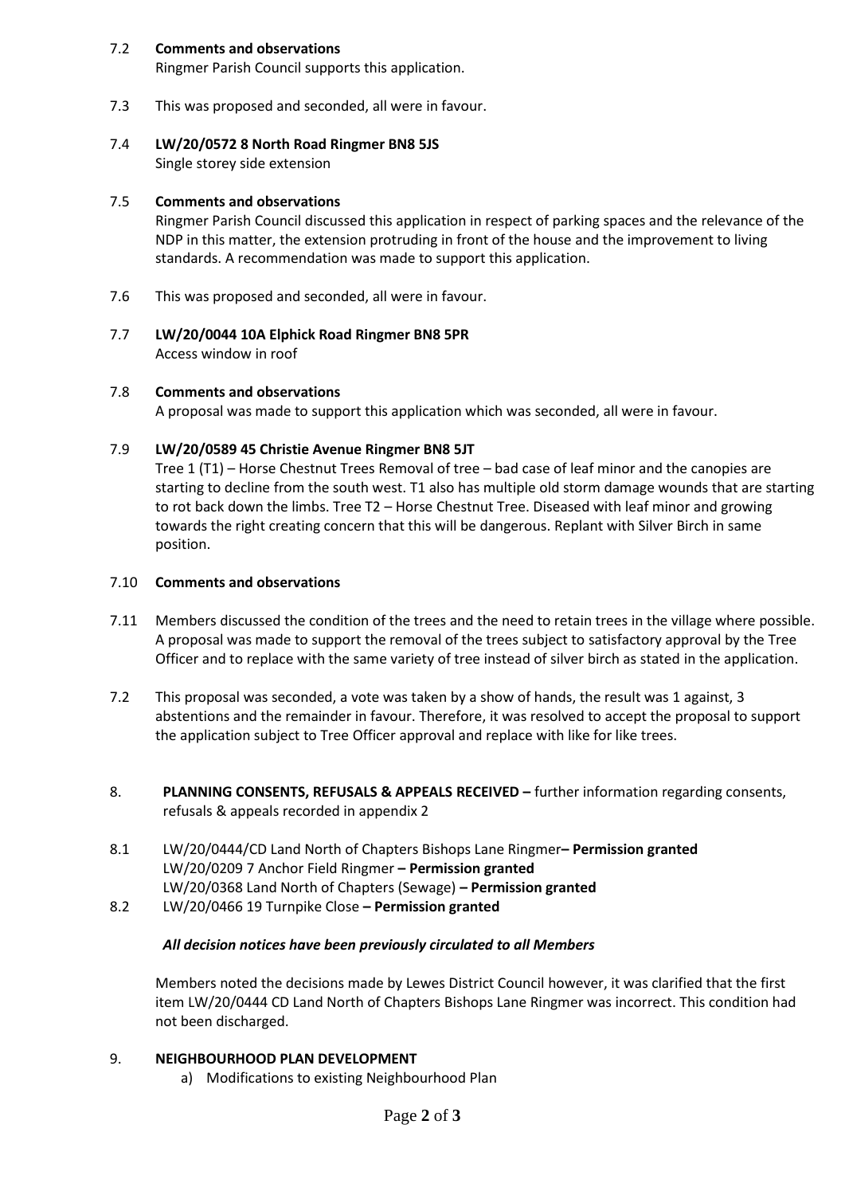7.2 **Comments and observations**
Ringmer Parish Council supports this application.

7.3 This was proposed and seconded, all were in favour.

7.4 **LW/20/0572 8 North Road Ringmer BN8 5JS**
Single storey side extension

7.5 **Comments and observations**
Ringmer Parish Council discussed this application in respect of parking spaces and the relevance of the NDP in this matter, the extension protruding in front of the house and the improvement to living standards. A recommendation was made to support this application.

7.6 This was proposed and seconded, all were in favour.

7.7 **LW/20/0044 10A Elphick Road Ringmer BN8 5PR**
Access window in roof

7.8 **Comments and observations**
A proposal was made to support this application which was seconded, all were in favour.

7.9 **LW/20/0589 45 Christie Avenue Ringmer BN8 5JT**
Tree 1 (T1) – Horse Chestnut Trees Removal of tree – bad case of leaf minor and the canopies are starting to decline from the south west. T1 also has multiple old storm damage wounds that are starting to rot back down the limbs. Tree T2 – Horse Chestnut Tree. Diseased with leaf minor and growing towards the right creating concern that this will be dangerous. Replant with Silver Birch in same position.

7.10 **Comments and observations**

7.11 Members discussed the condition of the trees and the need to retain trees in the village where possible. A proposal was made to support the removal of the trees subject to satisfactory approval by the Tree Officer and to replace with the same variety of tree instead of silver birch as stated in the application.

7.2 This proposal was seconded, a vote was taken by a show of hands, the result was 1 against, 3 abstentions and the remainder in favour. Therefore, it was resolved to accept the proposal to support the application subject to Tree Officer approval and replace with like for like trees.

8. **PLANNING CONSENTS, REFUSALS & APPEALS RECEIVED –** further information regarding consents, refusals & appeals recorded in appendix 2

8.1 LW/20/0444/CD Land North of Chapters Bishops Lane Ringmer**– Permission granted**
LW/20/0209 7 Anchor Field Ringmer **– Permission granted**
LW/20/0368 Land North of Chapters (Sewage) **– Permission granted**

8.2 LW/20/0466 19 Turnpike Close **– Permission granted**

***All decision notices have been previously circulated to all Members***

Members noted the decisions made by Lewes District Council however, it was clarified that the first item LW/20/0444 CD Land North of Chapters Bishops Lane Ringmer was incorrect. This condition had not been discharged.

9. **NEIGHBOURHOOD PLAN DEVELOPMENT**
   a) Modifications to existing Neighbourhood Plan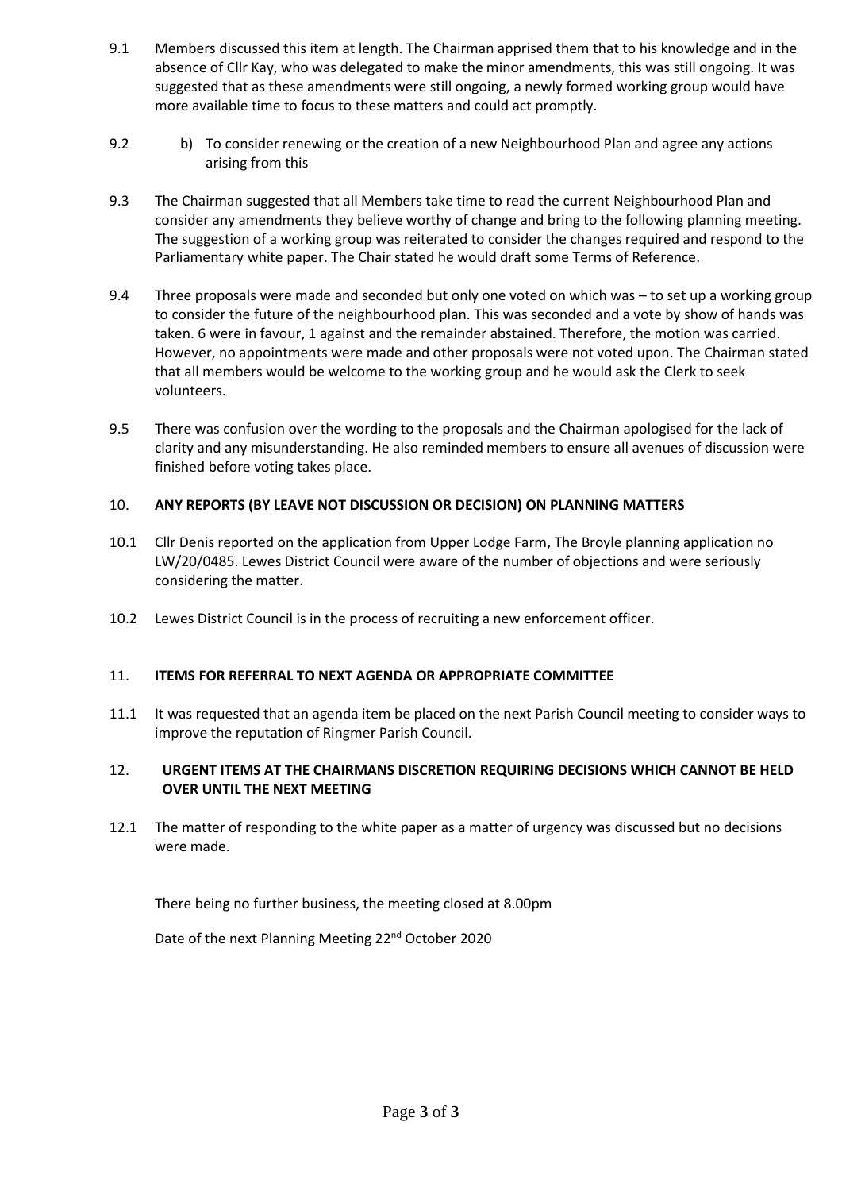9.1 Members discussed this item at length. The Chairman apprised them that to his knowledge and in the absence of Cllr Kay, who was delegated to make the minor amendments, this was still ongoing. It was suggested that as these amendments were still ongoing, a newly formed working group would have more available time to focus to these matters and could act promptly.

9.2 b) To consider renewing or the creation of a new Neighbourhood Plan and agree any actions arising from this

9.3 The Chairman suggested that all Members take time to read the current Neighbourhood Plan and consider any amendments they believe worthy of change and bring to the following planning meeting. The suggestion of a working group was reiterated to consider the changes required and respond to the Parliamentary white paper. The Chair stated he would draft some Terms of Reference.

9.4 Three proposals were made and seconded but only one voted on which was – to set up a working group to consider the future of the neighbourhood plan. This was seconded and a vote by show of hands was taken. 6 were in favour, 1 against and the remainder abstained. Therefore, the motion was carried. However, no appointments were made and other proposals were not voted upon. The Chairman stated that all members would be welcome to the working group and he would ask the Clerk to seek volunteers.

9.5 There was confusion over the wording to the proposals and the Chairman apologised for the lack of clarity and any misunderstanding. He also reminded members to ensure all avenues of discussion were finished before voting takes place.

## 10. ANY REPORTS (BY LEAVE NOT DISCUSSION OR DECISION) ON PLANNING MATTERS

10.1 Cllr Denis reported on the application from Upper Lodge Farm, The Broyle planning application no LW/20/0485. Lewes District Council were aware of the number of objections and were seriously considering the matter.

10.2 Lewes District Council is in the process of recruiting a new enforcement officer.

## 11. ITEMS FOR REFERRAL TO NEXT AGENDA OR APPROPRIATE COMMITTEE

11.1 It was requested that an agenda item be placed on the next Parish Council meeting to consider ways to improve the reputation of Ringmer Parish Council.

## 12. URGENT ITEMS AT THE CHAIRMANS DISCRETION REQUIRING DECISIONS WHICH CANNOT BE HELD OVER UNTIL THE NEXT MEETING

12.1 The matter of responding to the white paper as a matter of urgency was discussed but no decisions were made.

There being no further business, the meeting closed at 8.00pm

Date of the next Planning Meeting 22nd October 2020